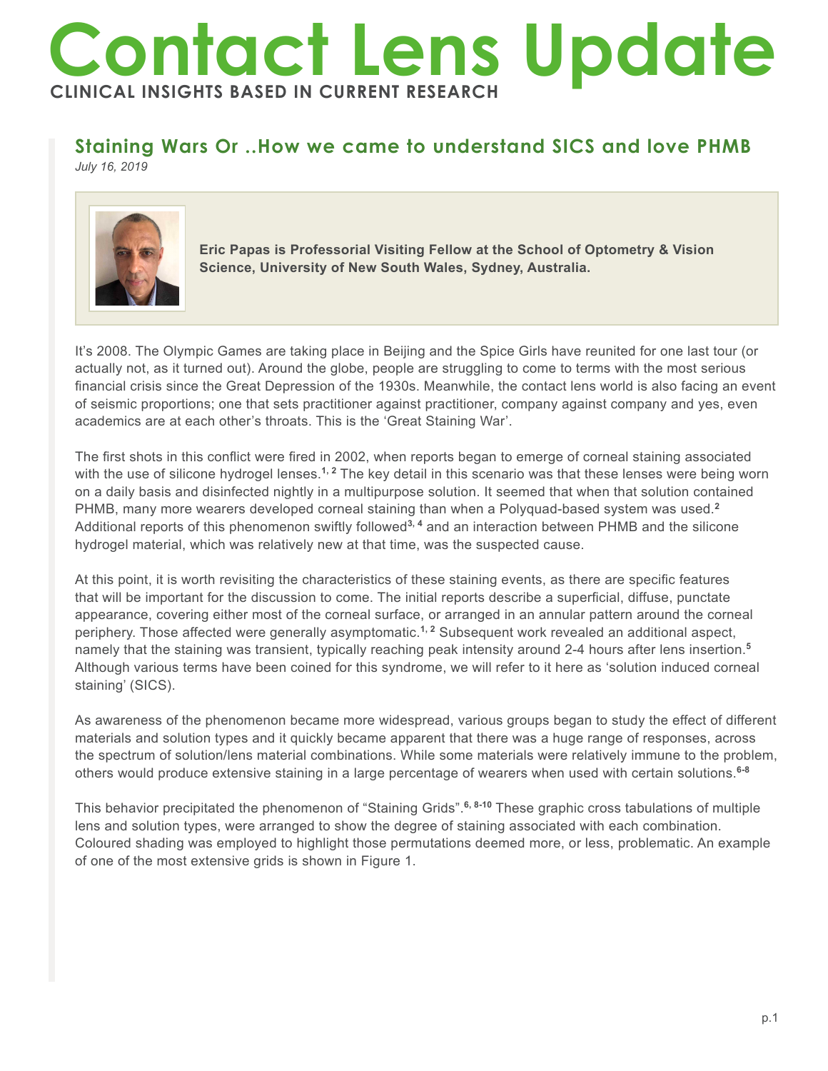# Contact Lens Update

**CLINICAL INSIGHTS BASED IN CURRENT RESEARCH**

## Staining Wars Or ..How we came to understand SICS and love PHMB

*July 16, 2019*

**Eric Papas is Professorial Visiting Fellow at the School of Optometry & Vision Science, University of New South Wales, Sydney, Australia.**

It's 2008. The Olympic Games are taking place in Beijing and the Spice Girls have reunited for one last tour (or actually not, as it turned out). Around the globe, people are struggling to come to terms with the most serious financial crisis since the Great Depression of the 1930s. Meanwhile, the contact lens world is also facing an event of seismic proportions; one that sets practitioner against practitioner, company against company and yes, even academics are at each other's throats. This is the 'Great Staining War'.

The first shots in this conflict were fired in 2002, when reports began to emerge of corneal staining associated with the use of silicone hydrogel lenses.[1, 2] The key detail in this scenario was that these lenses were being worn on a daily basis and disinfected nightly in a multipurpose solution. It seemed that when that solution contained PHMB, many more wearers developed corneal staining than when a Polyquad-based system was used.[2] Additional reports of this phenomenon swiftly followed[3, 4] and an interaction between PHMB and the silicone hydrogel material, which was relatively new at that time, was the suspected cause.

At this point, it is worth revisiting the characteristics of these staining events, as there are specific features that will be important for the discussion to come. The initial reports describe a superficial, diffuse, punctate appearance, covering either most of the corneal surface, or arranged in an annular pattern around the corneal periphery. Those affected were generally asymptomatic.[1, 2] Subsequent work revealed an additional aspect, namely that the staining was transient, typically reaching peak intensity around 2-4 hours after lens insertion.[5] Although various terms have been coined for this syndrome, we will refer to it here as 'solution induced corneal staining' (SICS).

As awareness of the phenomenon became more widespread, various groups began to study the effect of different materials and solution types and it quickly became apparent that there was a huge range of responses, across the spectrum of solution/lens material combinations. While some materials were relatively immune to the problem, others would produce extensive staining in a large percentage of wearers when used with certain solutions.[6-8]

This behavior precipitated the phenomenon of "Staining Grids".[6, 8-10] These graphic cross tabulations of multiple lens and solution types, were arranged to show the degree of staining associated with each combination. Coloured shading was employed to highlight those permutations deemed more, or less, problematic. An example of one of the most extensive grids is shown in Figure 1.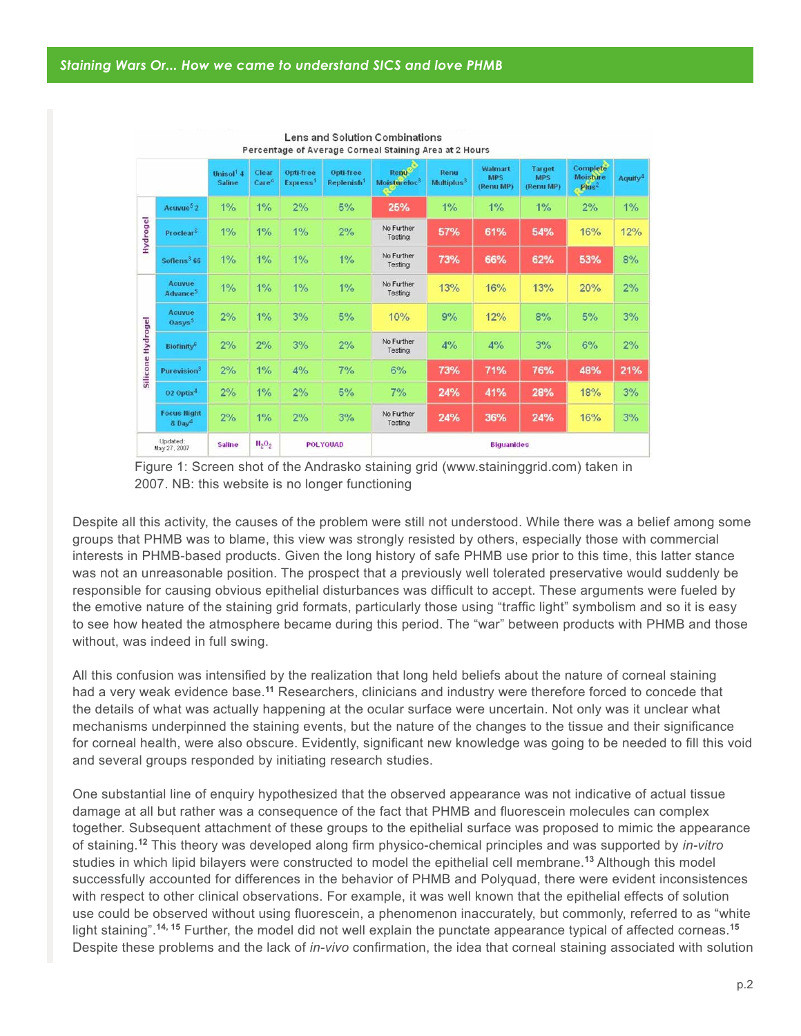| | | Lens and Solution Combinations — Percentage of Average Corneal Staining Area at 2 Hours | | | | | | | | | |
|---|---|---|---|---|---|---|---|---|---|---|---|
| | | Unisol[1] 4 Saline | Clear Care[4] | Opti-free Express[1] | Opti-free Replenish[1] | Renu Moistureloc[3] (Removed) | Renu Multiplus[3] | Walmart MPS (Renu MP) | Target MPS (Renu MP) | Complete Moisture Plus[2] (Recalled) | Aquify[4] |
| Hydrogel | Acuvue[5] 2 | 1% | 1% | 2% | 5% | 25% | 1% | 1% | 1% | 2% | 1% |
| | Proclear[6] | 1% | 1% | 1% | 2% | No Further Testing | 57% | 61% | 54% | 16% | 12% |
| | Soflens[3] 66 | 1% | 1% | 1% | 1% | No Further Testing | 73% | 66% | 62% | 53% | 8% |
| Silicone Hydrogel | Acuvue Advance[5] | 1% | 1% | 1% | 1% | No Further Testing | 13% | 16% | 13% | 20% | 2% |
| | Acuvue Oasys[5] | 2% | 1% | 3% | 5% | 10% | 9% | 12% | 8% | 5% | 3% |
| | Biofinity[6] | 2% | 2% | 3% | 2% | No Further Testing | 4% | 4% | 3% | 6% | 2% |
| | Purevision[3] | 2% | 1% | 4% | 7% | 6% | 73% | 71% | 76% | 48% | 21% |
| | O2 Optix[4] | 2% | 1% | 2% | 5% | 7% | 24% | 41% | 28% | 18% | 3% |
| | Focus Night & Day[4] | 2% | 1% | 2% | 3% | No Further Testing | 24% | 36% | 24% | 16% | 3% |
| Updated: May 27, 2007 | | Saline | $H_2O_2$ | POLYQUAD | | Biguanides | | | | | |

Figure 1: Screen shot of the Andrasko staining grid (www.staininggrid.com) taken in 2007. NB: this website is no longer functioning

Despite all this activity, the causes of the problem were still not understood. While there was a belief among some groups that PHMB was to blame, this view was strongly resisted by others, especially those with commercial interests in PHMB-based products. Given the long history of safe PHMB use prior to this time, this latter stance was not an unreasonable position. The prospect that a previously well tolerated preservative would suddenly be responsible for causing obvious epithelial disturbances was difficult to accept. These arguments were fueled by the emotive nature of the staining grid formats, particularly those using "traffic light" symbolism and so it is easy to see how heated the atmosphere became during this period. The "war" between products with PHMB and those without, was indeed in full swing.

All this confusion was intensified by the realization that long held beliefs about the nature of corneal staining had a very weak evidence base.[11] Researchers, clinicians and industry were therefore forced to concede that the details of what was actually happening at the ocular surface were uncertain. Not only was it unclear what mechanisms underpinned the staining events, but the nature of the changes to the tissue and their significance for corneal health, were also obscure. Evidently, significant new knowledge was going to be needed to fill this void and several groups responded by initiating research studies.

One substantial line of enquiry hypothesized that the observed appearance was not indicative of actual tissue damage at all but rather was a consequence of the fact that PHMB and fluorescein molecules can complex together. Subsequent attachment of these groups to the epithelial surface was proposed to mimic the appearance of staining.[12] This theory was developed along firm physico-chemical principles and was supported by *in-vitro* studies in which lipid bilayers were constructed to model the epithelial cell membrane.[13] Although this model successfully accounted for differences in the behavior of PHMB and Polyquad, there were evident inconsistences with respect to other clinical observations. For example, it was well known that the epithelial effects of solution use could be observed without using fluorescein, a phenomenon inaccurately, but commonly, referred to as "white light staining".[14, 15] Further, the model did not well explain the punctate appearance typical of affected corneas.[15] Despite these problems and the lack of *in-vivo* confirmation, the idea that corneal staining associated with solution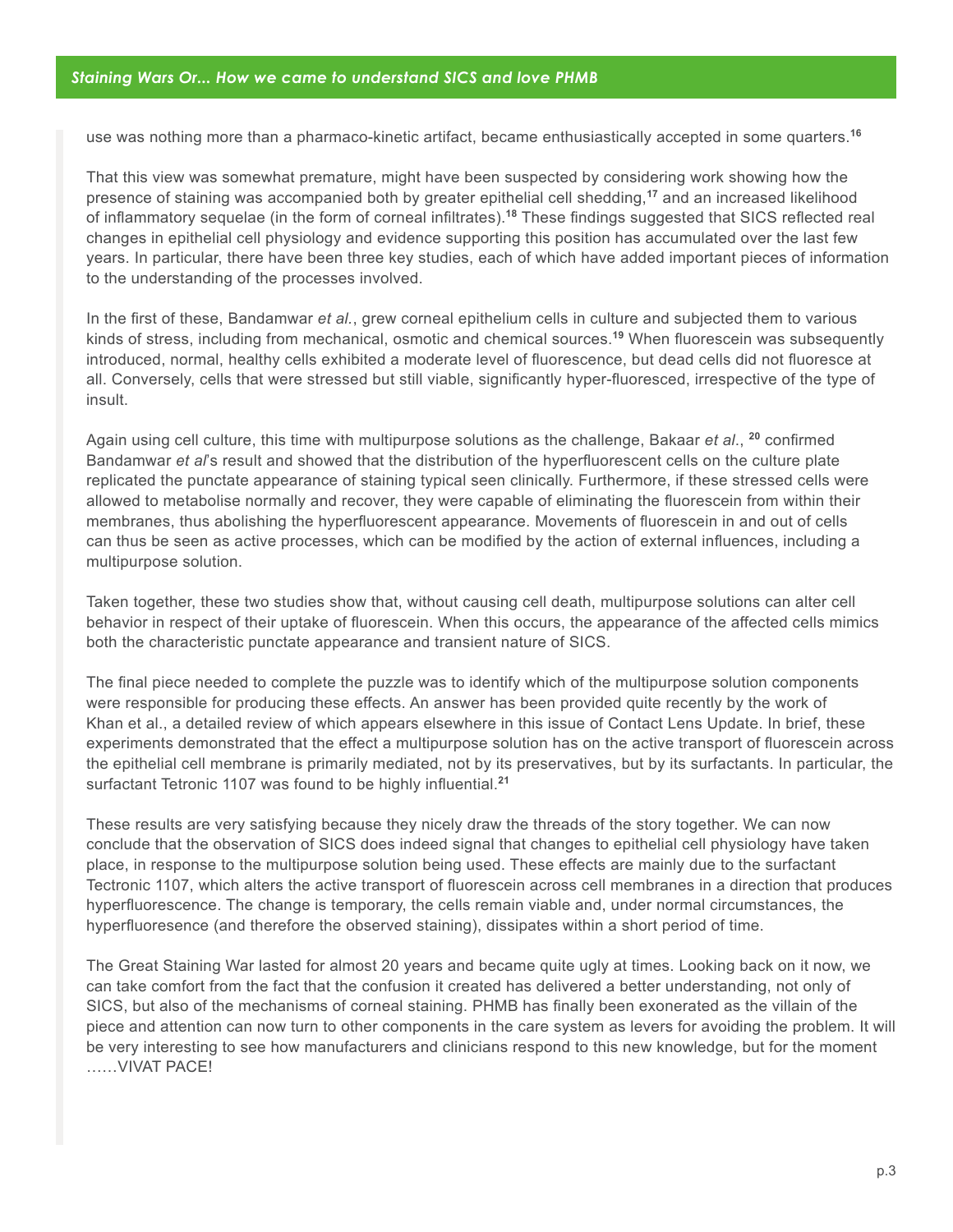use was nothing more than a pharmaco-kinetic artifact, became enthusiastically accepted in some quarters.[16]

That this view was somewhat premature, might have been suspected by considering work showing how the presence of staining was accompanied both by greater epithelial cell shedding,[17] and an increased likelihood of inflammatory sequelae (in the form of corneal infiltrates).[18] These findings suggested that SICS reflected real changes in epithelial cell physiology and evidence supporting this position has accumulated over the last few years. In particular, there have been three key studies, each of which have added important pieces of information to the understanding of the processes involved.

In the first of these, Bandamwar *et al.*, grew corneal epithelium cells in culture and subjected them to various kinds of stress, including from mechanical, osmotic and chemical sources.[19] When fluorescein was subsequently introduced, normal, healthy cells exhibited a moderate level of fluorescence, but dead cells did not fluoresce at all. Conversely, cells that were stressed but still viable, significantly hyper-fluoresced, irrespective of the type of insult.

Again using cell culture, this time with multipurpose solutions as the challenge, Bakaar *et al*., [20] confirmed Bandamwar *et al*'s result and showed that the distribution of the hyperfluorescent cells on the culture plate replicated the punctate appearance of staining typical seen clinically. Furthermore, if these stressed cells were allowed to metabolise normally and recover, they were capable of eliminating the fluorescein from within their membranes, thus abolishing the hyperfluorescent appearance. Movements of fluorescein in and out of cells can thus be seen as active processes, which can be modified by the action of external influences, including a multipurpose solution.

Taken together, these two studies show that, without causing cell death, multipurpose solutions can alter cell behavior in respect of their uptake of fluorescein. When this occurs, the appearance of the affected cells mimics both the characteristic punctate appearance and transient nature of SICS.

The final piece needed to complete the puzzle was to identify which of the multipurpose solution components were responsible for producing these effects. An answer has been provided quite recently by the work of Khan et al., a detailed review of which appears elsewhere in this issue of Contact Lens Update. In brief, these experiments demonstrated that the effect a multipurpose solution has on the active transport of fluorescein across the epithelial cell membrane is primarily mediated, not by its preservatives, but by its surfactants. In particular, the surfactant Tetronic 1107 was found to be highly influential.[21]

These results are very satisfying because they nicely draw the threads of the story together. We can now conclude that the observation of SICS does indeed signal that changes to epithelial cell physiology have taken place, in response to the multipurpose solution being used. These effects are mainly due to the surfactant Tectronic 1107, which alters the active transport of fluorescein across cell membranes in a direction that produces hyperfluorescence. The change is temporary, the cells remain viable and, under normal circumstances, the hyperfluoresence (and therefore the observed staining), dissipates within a short period of time.

The Great Staining War lasted for almost 20 years and became quite ugly at times. Looking back on it now, we can take comfort from the fact that the confusion it created has delivered a better understanding, not only of SICS, but also of the mechanisms of corneal staining. PHMB has finally been exonerated as the villain of the piece and attention can now turn to other components in the care system as levers for avoiding the problem. It will be very interesting to see how manufacturers and clinicians respond to this new knowledge, but for the moment ……VIVAT PACE!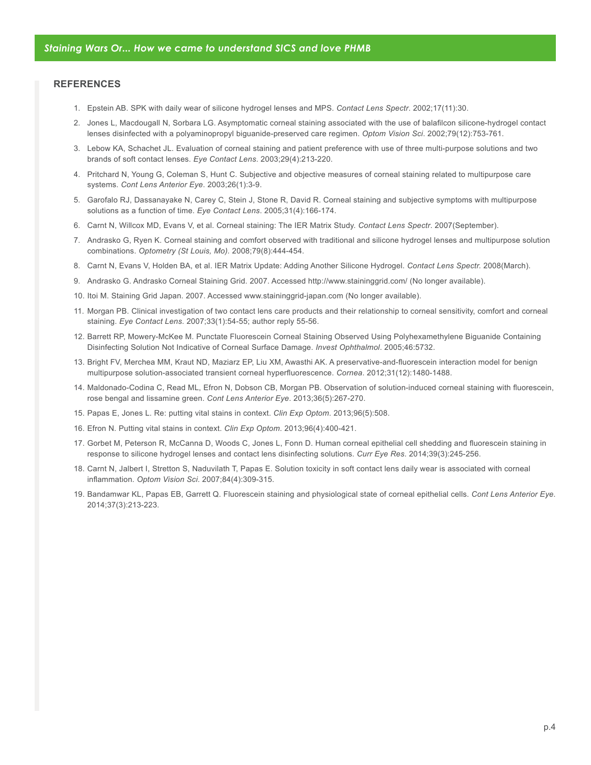## REFERENCES

1. Epstein AB. SPK with daily wear of silicone hydrogel lenses and MPS. *Contact Lens Spectr*. 2002;17(11):30.
2. Jones L, Macdougall N, Sorbara LG. Asymptomatic corneal staining associated with the use of balafilcon silicone-hydrogel contact lenses disinfected with a polyaminopropyl biguanide-preserved care regimen. *Optom Vision Sci*. 2002;79(12):753-761.
3. Lebow KA, Schachet JL. Evaluation of corneal staining and patient preference with use of three multi-purpose solutions and two brands of soft contact lenses. *Eye Contact Lens*. 2003;29(4):213-220.
4. Pritchard N, Young G, Coleman S, Hunt C. Subjective and objective measures of corneal staining related to multipurpose care systems. *Cont Lens Anterior Eye*. 2003;26(1):3-9.
5. Garofalo RJ, Dassanayake N, Carey C, Stein J, Stone R, David R. Corneal staining and subjective symptoms with multipurpose solutions as a function of time. *Eye Contact Lens*. 2005;31(4):166-174.
6. Carnt N, Willcox MD, Evans V, et al. Corneal staining: The IER Matrix Study. *Contact Lens Spectr*. 2007(September).
7. Andrasko G, Ryen K. Corneal staining and comfort observed with traditional and silicone hydrogel lenses and multipurpose solution combinations. *Optometry (St Louis, Mo)*. 2008;79(8):444-454.
8. Carnt N, Evans V, Holden BA, et al. IER Matrix Update: Adding Another Silicone Hydrogel. *Contact Lens Spectr*. 2008(March).
9. Andrasko G. Andrasko Corneal Staining Grid. 2007. Accessed http://www.staininggrid.com/ (No longer available).
10. Itoi M. Staining Grid Japan. 2007. Accessed www.staininggrid-japan.com (No longer available).
11. Morgan PB. Clinical investigation of two contact lens care products and their relationship to corneal sensitivity, comfort and corneal staining. *Eye Contact Lens*. 2007;33(1):54-55; author reply 55-56.
12. Barrett RP, Mowery-McKee M. Punctate Fluorescein Corneal Staining Observed Using Polyhexamethylene Biguanide Containing Disinfecting Solution Not Indicative of Corneal Surface Damage. *Invest Ophthalmol*. 2005;46:5732.
13. Bright FV, Merchea MM, Kraut ND, Maziarz EP, Liu XM, Awasthi AK. A preservative-and-fluorescein interaction model for benign multipurpose solution-associated transient corneal hyperfluorescence. *Cornea*. 2012;31(12):1480-1488.
14. Maldonado-Codina C, Read ML, Efron N, Dobson CB, Morgan PB. Observation of solution-induced corneal staining with fluorescein, rose bengal and lissamine green. *Cont Lens Anterior Eye*. 2013;36(5):267-270.
15. Papas E, Jones L. Re: putting vital stains in context. *Clin Exp Optom*. 2013;96(5):508.
16. Efron N. Putting vital stains in context. *Clin Exp Optom*. 2013;96(4):400-421.
17. Gorbet M, Peterson R, McCanna D, Woods C, Jones L, Fonn D. Human corneal epithelial cell shedding and fluorescein staining in response to silicone hydrogel lenses and contact lens disinfecting solutions. *Curr Eye Res*. 2014;39(3):245-256.
18. Carnt N, Jalbert I, Stretton S, Naduvilath T, Papas E. Solution toxicity in soft contact lens daily wear is associated with corneal inflammation. *Optom Vision Sci*. 2007;84(4):309-315.
19. Bandamwar KL, Papas EB, Garrett Q. Fluorescein staining and physiological state of corneal epithelial cells. *Cont Lens Anterior Eye*. 2014;37(3):213-223.